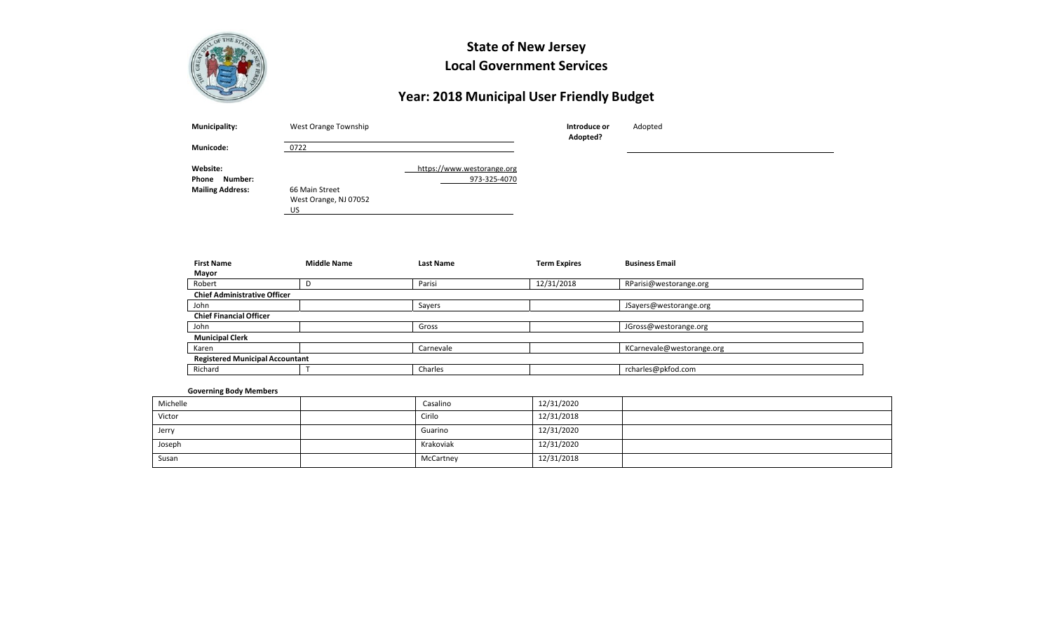# State of New Jersey
## Local Government Services
### Year: 2018 Municipal User Friendly Budget

**Municipality:** West Orange Township

**Introduce or Adopted?** Adopted

**Municode:** 0722

**Website:** https://www.westorange.org

**Phone Number:** 973-325-4070

**Mailing Address:** 66 Main Street
West Orange, NJ 07052
US

| First Name | Middle Name | Last Name | Term Expires | Business Email |
|---|---|---|---|---|
| **Mayor** | | | | |
| Robert | D | Parisi | 12/31/2018 | RParisi@westorange.org |
| **Chief Administrative Officer** | | | | |
| John | | Sayers | | JSayers@westorange.org |
| **Chief Financial Officer** | | | | |
| John | | Gross | | JGross@westorange.org |
| **Municipal Clerk** | | | | |
| Karen | | Carnevale | | KCarnevale@westorange.org |
| **Registered Municipal Accountant** | | | | |
| Richard | T | Charles | | rcharles@pkfod.com |

**Governing Body Members**

| First Name | Middle Name | Last Name | Term Expires | Business Email |
|---|---|---|---|---|
| Michelle | | Casalino | 12/31/2020 | |
| Victor | | Cirilo | 12/31/2018 | |
| Jerry | | Guarino | 12/31/2020 | |
| Joseph | | Krakoviak | 12/31/2020 | |
| Susan | | McCartney | 12/31/2018 | |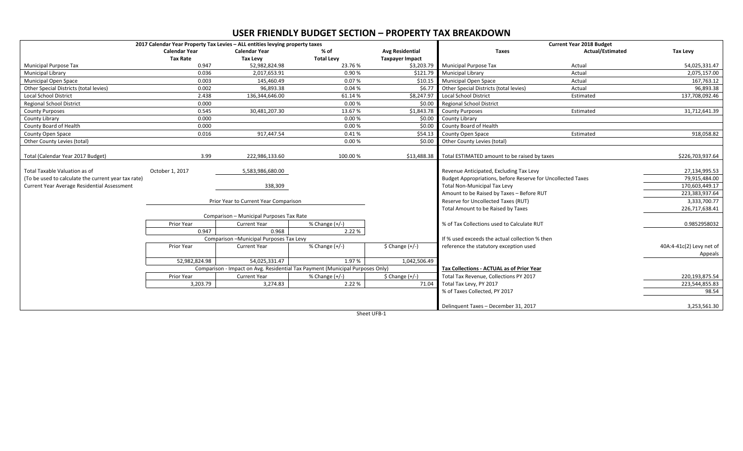# USER FRIENDLY BUDGET SECTION – PROPERTY TAX BREAKDOWN

| 2017 Calendar Year Property Tax Levies – ALL entities levying property taxes | | | | |
|---|---|---|---|---|
| | Calendar Year Tax Rate | Calendar Year Tax Levy | % of Total Levy | Avg Residential Taxpayer Impact |
| Municipal Purpose Tax | 0.947 | 52,982,824.98 | 23.76 % | $3,203.79 |
| Municipal Library | 0.036 | 2,017,653.91 | 0.90 % | $121.79 |
| Municipal Open Space | 0.003 | 145,460.49 | 0.07 % | $10.15 |
| Other Special Districts (total levies) | 0.002 | 96,893.38 | 0.04 % | $6.77 |
| Local School District | 2.438 | 136,344,646.00 | 61.14 % | $8,247.97 |
| Regional School District | 0.000 | | 0.00 % | $0.00 |
| County Purposes | 0.545 | 30,481,207.30 | 13.67 % | $1,843.78 |
| County Library | 0.000 | | 0.00 % | $0.00 |
| County Board of Health | 0.000 | | 0.00 % | $0.00 |
| County Open Space | 0.016 | 917,447.54 | 0.41 % | $54.13 |
| Other County Levies (total) | | | 0.00 % | $0.00 |
| Total (Calendar Year 2017 Budget) | 3.99 | 222,986,133.60 | 100.00 % | $13,488.38 |

| | | |
|---|---|---|
| Total Taxable Valuation as of (To be used to calculate the current year tax rate) | October 1, 2017 | 5,583,986,680.00 |
| Current Year Average Residential Assessment | | 338,309 |

**Prior Year to Current Year Comparison**

Comparison – Municipal Purposes Tax Rate

| Prior Year | Current Year | % Change (+/-) |
|---|---|---|
| 0.947 | 0.968 | 2.22 % |

Comparison –Municipal Purposes Tax Levy

| Prior Year | Current Year | % Change (+/-) | $ Change (+/-) |
|---|---|---|---|
| 52,982,824.98 | 54,025,331.47 | 1.97 % | 1,042,506.49 |

Comparison - Impact on Avg. Residential Tax Payment (Municipal Purposes Only)

| Prior Year | Current Year | % Change (+/-) | $ Change (+/-) |
|---|---|---|---|
| 3,203.79 | 3,274.83 | 2.22 % | 71.04 |

| Current Year 2018 Budget | | |
|---|---|---|
| Taxes | Actual/Estimated | Tax Levy |
| Municipal Purpose Tax | Actual | 54,025,331.47 |
| Municipal Library | Actual | 2,075,157.00 |
| Municipal Open Space | Actual | 167,763.12 |
| Other Special Districts (total levies) | Actual | 96,893.38 |
| Local School District | Estimated | 137,708,092.46 |
| Regional School District | | |
| County Purposes | Estimated | 31,712,641.39 |
| County Library | | |
| County Board of Health | | |
| County Open Space | Estimated | 918,058.82 |
| Other County Levies (total) | | |
| Total ESTIMATED amount to be raised by taxes | | $226,703,937.64 |

| | |
|---|---|
| Revenue Anticipated, Excluding Tax Levy | 27,134,995.53 |
| Budget Appropriations, before Reserve for Uncollected Taxes | 79,915,484.00 |
| Total Non-Municipal Tax Levy | 170,603,449.17 |
| Amount to be Raised by Taxes – Before RUT | 223,383,937.64 |
| Reserve for Uncollected Taxes (RUT) | 3,333,700.77 |
| Total Amount to be Raised by Taxes | 226,717,638.41 |
| % of Tax Collections used to Calculate RUT | 0.9852958032 |
| If % used exceeds the actual collection % then reference the statutory exception used | 40A:4-41c(2) Levy net of Appeals |

| Tax Collections - ACTUAL as of Prior Year | |
|---|---|
| Total Tax Revenue, Collections PY 2017 | 220,193,875.54 |
| Total Tax Levy, PY 2017 | 223,544,855.83 |
| % of Taxes Collected, PY 2017 | 98.54 |
| Delinquent Taxes – December 31, 2017 | 3,253,561.30 |

Sheet UFB-1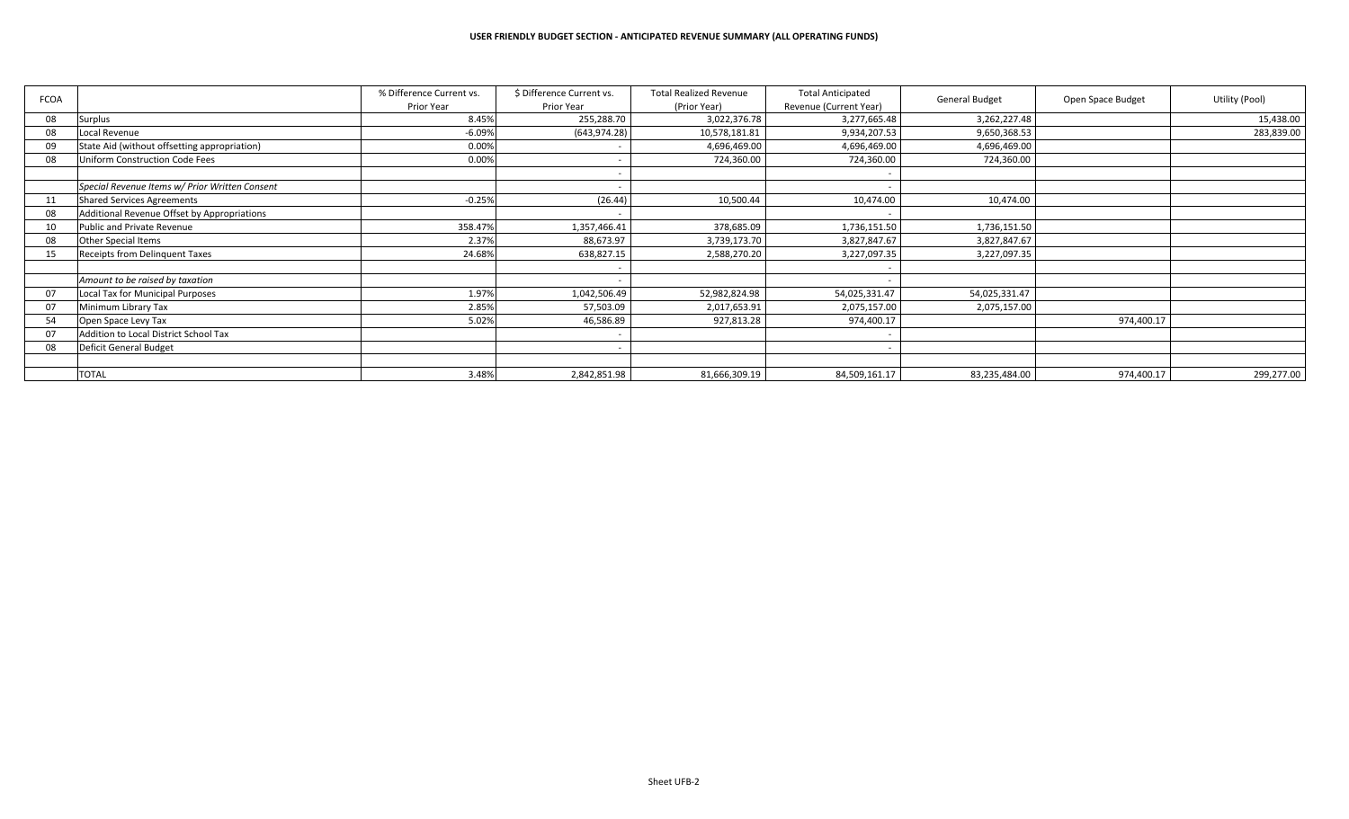# USER FRIENDLY BUDGET SECTION - ANTICIPATED REVENUE SUMMARY (ALL OPERATING FUNDS)

| FCOA | | % Difference Current vs. Prior Year | $ Difference Current vs. Prior Year | Total Realized Revenue (Prior Year) | Total Anticipated Revenue (Current Year) | General Budget | Open Space Budget | Utility (Pool) |
|---|---|---|---|---|---|---|---|---|
| 08 | Surplus | 8.45% | 255,288.70 | 3,022,376.78 | 3,277,665.48 | 3,262,227.48 | | 15,438.00 |
| 08 | Local Revenue | -6.09% | (643,974.28) | 10,578,181.81 | 9,934,207.53 | 9,650,368.53 | | 283,839.00 |
| 09 | State Aid (without offsetting appropriation) | 0.00% | - | 4,696,469.00 | 4,696,469.00 | 4,696,469.00 | | |
| 08 | Uniform Construction Code Fees | 0.00% | - | 724,360.00 | 724,360.00 | 724,360.00 | | |
| | | | - | | - | | | |
| | *Special Revenue Items w/ Prior Written Consent* | | - | | - | | | |
| 11 | Shared Services Agreements | -0.25% | (26.44) | 10,500.44 | 10,474.00 | 10,474.00 | | |
| 08 | Additional Revenue Offset by Appropriations | | - | | - | | | |
| 10 | Public and Private Revenue | 358.47% | 1,357,466.41 | 378,685.09 | 1,736,151.50 | 1,736,151.50 | | |
| 08 | Other Special Items | 2.37% | 88,673.97 | 3,739,173.70 | 3,827,847.67 | 3,827,847.67 | | |
| 15 | Receipts from Delinquent Taxes | 24.68% | 638,827.15 | 2,588,270.20 | 3,227,097.35 | 3,227,097.35 | | |
| | | | - | | - | | | |
| | *Amount to be raised by taxation* | | - | | - | | | |
| 07 | Local Tax for Municipal Purposes | 1.97% | 1,042,506.49 | 52,982,824.98 | 54,025,331.47 | 54,025,331.47 | | |
| 07 | Minimum Library Tax | 2.85% | 57,503.09 | 2,017,653.91 | 2,075,157.00 | 2,075,157.00 | | |
| 54 | Open Space Levy Tax | 5.02% | 46,586.89 | 927,813.28 | 974,400.17 | | 974,400.17 | |
| 07 | Addition to Local District School Tax | | - | | - | | | |
| 08 | Deficit General Budget | | - | | - | | | |
| | | | | | | | | |
| | TOTAL | 3.48% | 2,842,851.98 | 81,666,309.19 | 84,509,161.17 | 83,235,484.00 | 974,400.17 | 299,277.00 |

Sheet UFB-2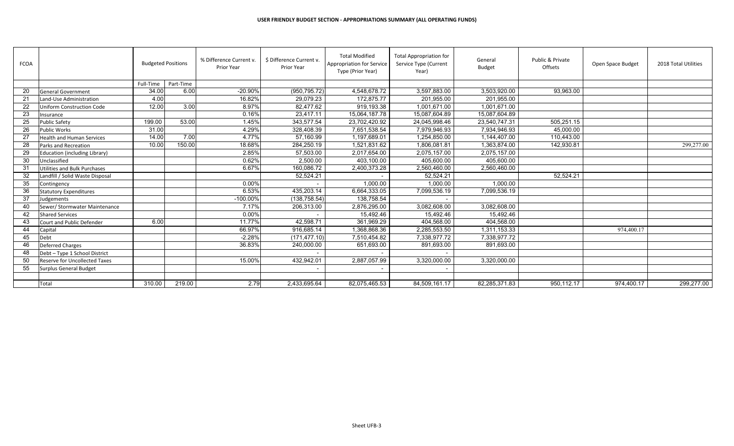# USER FRIENDLY BUDGET SECTION - APPROPRIATIONS SUMMARY (ALL OPERATING FUNDS)

| FCOA | | Budgeted Positions | | % Difference Current v. Prior Year | $ Difference Current v. Prior Year | Total Modified Appropriation for Service Type (Prior Year) | Total Appropriation for Service Type (Current Year) | General Budget | Public & Private Offsets | Open Space Budget | 2018 Total Utilities |
|---|---|---|---|---|---|---|---|---|---|---|---|
| | | Full-Time | Part-Time | | | | | | | | |
| 20 | General Government | 34.00 | 6.00 | -20.90% | (950,795.72) | 4,548,678.72 | 3,597,883.00 | 3,503,920.00 | 93,963.00 | | |
| 21 | Land-Use Administration | 4.00 | | 16.82% | 29,079.23 | 172,875.77 | 201,955.00 | 201,955.00 | | | |
| 22 | Uniform Construction Code | 12.00 | 3.00 | 8.97% | 82,477.62 | 919,193.38 | 1,001,671.00 | 1,001,671.00 | | | |
| 23 | Insurance | | | 0.16% | 23,417.11 | 15,064,187.78 | 15,087,604.89 | 15,087,604.89 | | | |
| 25 | Public Safety | 199.00 | 53.00 | 1.45% | 343,577.54 | 23,702,420.92 | 24,045,998.46 | 23,540,747.31 | 505,251.15 | | |
| 26 | Public Works | 31.00 | | 4.29% | 328,408.39 | 7,651,538.54 | 7,979,946.93 | 7,934,946.93 | 45,000.00 | | |
| 27 | Health and Human Services | 14.00 | 7.00 | 4.77% | 57,160.99 | 1,197,689.01 | 1,254,850.00 | 1,144,407.00 | 110,443.00 | | |
| 28 | Parks and Recreation | 10.00 | 150.00 | 18.68% | 284,250.19 | 1,521,831.62 | 1,806,081.81 | 1,363,874.00 | 142,930.81 | | 299,277.00 |
| 29 | Education (including Library) | | | 2.85% | 57,503.00 | 2,017,654.00 | 2,075,157.00 | 2,075,157.00 | | | |
| 30 | Unclassified | | | 0.62% | 2,500.00 | 403,100.00 | 405,600.00 | 405,600.00 | | | |
| 31 | Utilities and Bulk Purchases | | | 6.67% | 160,086.72 | 2,400,373.28 | 2,560,460.00 | 2,560,460.00 | | | |
| 32 | Landfill / Solid Waste Disposal | | | | 52,524.21 | - | 52,524.21 | | 52,524.21 | | |
| 35 | Contingency | | | 0.00% | - | 1,000.00 | 1,000.00 | 1,000.00 | | | |
| 36 | Statutory Expenditures | | | 6.53% | 435,203.14 | 6,664,333.05 | 7,099,536.19 | 7,099,536.19 | | | |
| 37 | Judgements | | | -100.00% | (138,758.54) | 138,758.54 | - | | | | |
| 40 | Sewer/ Stormwater Maintenance | | | 7.17% | 206,313.00 | 2,876,295.00 | 3,082,608.00 | 3,082,608.00 | | | |
| 42 | Shared Services | | | 0.00% | - | 15,492.46 | 15,492.46 | 15,492.46 | | | |
| 43 | Court and Public Defender | 6.00 | | 11.77% | 42,598.71 | 361,969.29 | 404,568.00 | 404,568.00 | | | |
| 44 | Capital | | | 66.97% | 916,685.14 | 1,368,868.36 | 2,285,553.50 | 1,311,153.33 | | 974,400.17 | |
| 45 | Debt | | | -2.28% | (171,477.10) | 7,510,454.82 | 7,338,977.72 | 7,338,977.72 | | | |
| 46 | Deferred Charges | | | 36.83% | 240,000.00 | 651,693.00 | 891,693.00 | 891,693.00 | | | |
| 48 | Debt – Type 1 School District | | | | - | - | - | | | | |
| 50 | Reserve for Uncollected Taxes | | | 15.00% | 432,942.01 | 2,887,057.99 | 3,320,000.00 | 3,320,000.00 | | | |
| 55 | Surplus General Budget | | | | - | - | - | | | | |
| | | | | | | | | | | | |
| | Total | 310.00 | 219.00 | 2.79 | 2,433,695.64 | 82,075,465.53 | 84,509,161.17 | 82,285,371.83 | 950,112.17 | 974,400.17 | 299,277.00 |

Sheet UFB-3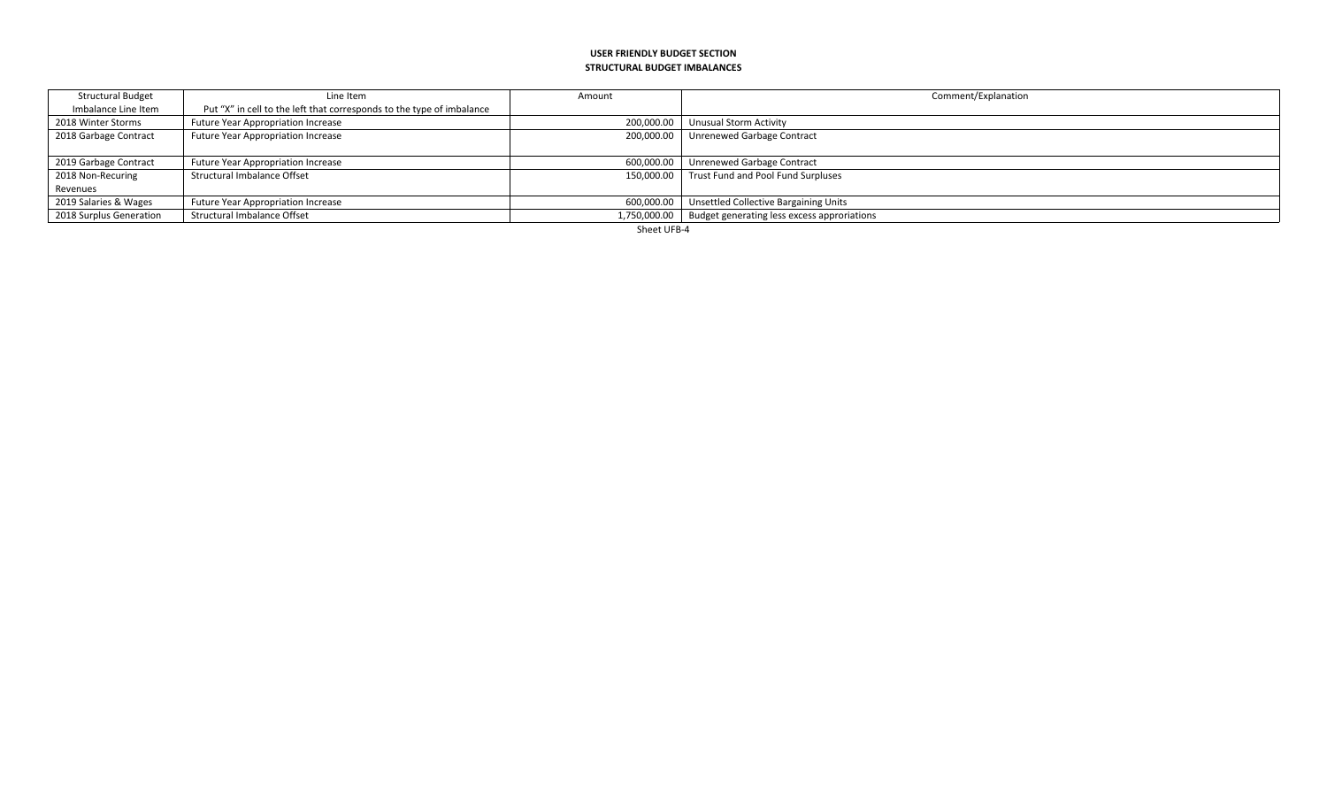**USER FRIENDLY BUDGET SECTION**

**STRUCTURAL BUDGET IMBALANCES**

| Structural Budget Imbalance Line Item | Line Item Put "X" in cell to the left that corresponds to the type of imbalance | Amount | Comment/Explanation |
|---|---|---|---|
| 2018 Winter Storms | Future Year Appropriation Increase | 200,000.00 | Unusual Storm Activity |
| 2018 Garbage Contract | Future Year Appropriation Increase | 200,000.00 | Unrenewed Garbage Contract |
| 2019 Garbage Contract | Future Year Appropriation Increase | 600,000.00 | Unrenewed Garbage Contract |
| 2018 Non-Recuring Revenues | Structural Imbalance Offset | 150,000.00 | Trust Fund and Pool Fund Surpluses |
| 2019 Salaries & Wages | Future Year Appropriation Increase | 600,000.00 | Unsettled Collective Bargaining Units |
| 2018 Surplus Generation | Structural Imbalance Offset | 1,750,000.00 | Budget generating less excess approriations |

Sheet UFB-4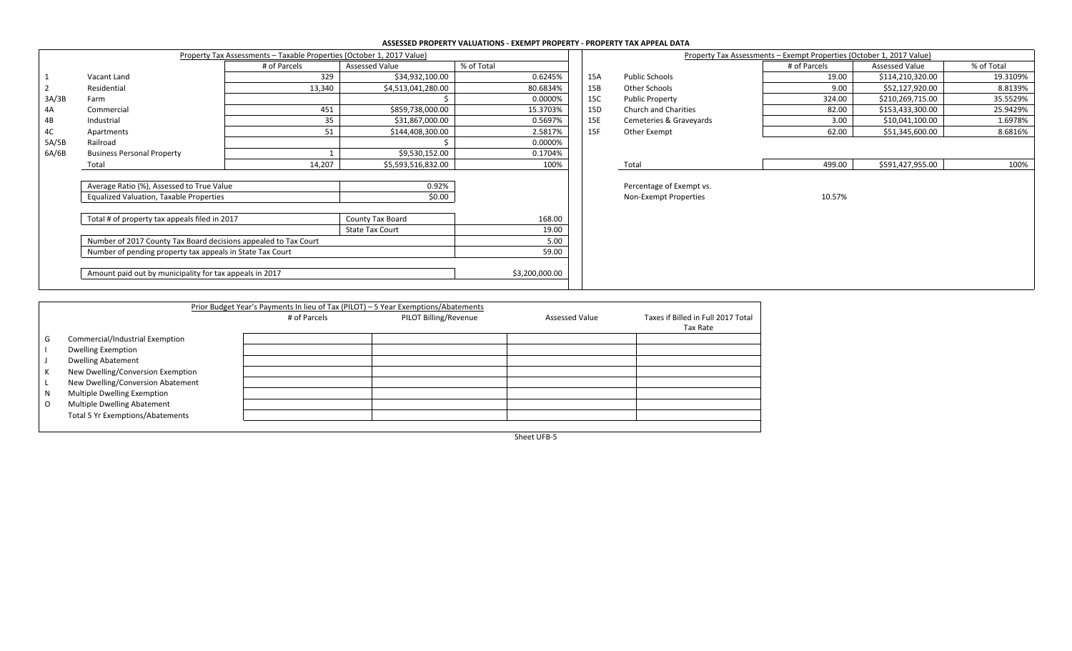# ASSESSED PROPERTY VALUATIONS - EXEMPT PROPERTY - PROPERTY TAX APPEAL DATA

**Property Tax Assessments – Taxable Properties (October 1, 2017 Value)**

| | | # of Parcels | Assessed Value | % of Total |
|---|---|---|---|---|
| 1 | Vacant Land | 329 | $34,932,100.00 | 0.6245% |
| 2 | Residential | 13,340 | $4,513,041,280.00 | 80.6834% |
| 3A/3B | Farm | | $ | 0.0000% |
| 4A | Commercial | 451 | $859,738,000.00 | 15.3703% |
| 4B | Industrial | 35 | $31,867,000.00 | 0.5697% |
| 4C | Apartments | 51 | $144,408,300.00 | 2.5817% |
| 5A/5B | Railroad | | $ | 0.0000% |
| 6A/6B | Business Personal Property | 1 | $9,530,152.00 | 0.1704% |
| | Total | 14,207 | $5,593,516,832.00 | 100% |

| | |
|---|---|
| Average Ratio (%), Assessed to True Value | 0.92% |
| Equalized Valuation, Taxable Properties | $0.00 |

| | | |
|---|---|---|
| Total # of property tax appeals filed in 2017 | County Tax Board | 168.00 |
| | State Tax Court | 19.00 |
| Number of 2017 County Tax Board decisions appealed to Tax Court | | 5.00 |
| Number of pending property tax appeals in State Tax Court | | 59.00 |
| Amount paid out by municipality for tax appeals in 2017 | | $3,200,000.00 |

**Property Tax Assessments – Exempt Properties (October 1, 2017 Value)**

| | | # of Parcels | Assessed Value | % of Total |
|---|---|---|---|---|
| 15A | Public Schools | 19.00 | $114,210,320.00 | 19.3109% |
| 15B | Other Schools | 9.00 | $52,127,920.00 | 8.8139% |
| 15C | Public Property | 324.00 | $210,269,715.00 | 35.5529% |
| 15D | Church and Charities | 82.00 | $153,433,300.00 | 25.9429% |
| 15E | Cemeteries & Graveyards | 3.00 | $10,041,100.00 | 1.6978% |
| 15F | Other Exempt | 62.00 | $51,345,600.00 | 8.6816% |
| | Total | 499.00 | $591,427,955.00 | 100% |

Percentage of Exempt vs. Non-Exempt Properties: 10.57%

**Prior Budget Year's Payments In lieu of Tax (PILOT) – 5 Year Exemptions/Abatements**

| | | # of Parcels | PILOT Billing/Revenue | Assessed Value | Taxes if Billed in Full 2017 Total Tax Rate |
|---|---|---|---|---|---|
| G | Commercial/Industrial Exemption | | | | |
| I | Dwelling Exemption | | | | |
| J | Dwelling Abatement | | | | |
| K | New Dwelling/Conversion Exemption | | | | |
| L | New Dwelling/Conversion Abatement | | | | |
| N | Multiple Dwelling Exemption | | | | |
| O | Multiple Dwelling Abatement | | | | |
| | Total 5 Yr Exemptions/Abatements | | | | |

Sheet UFB-5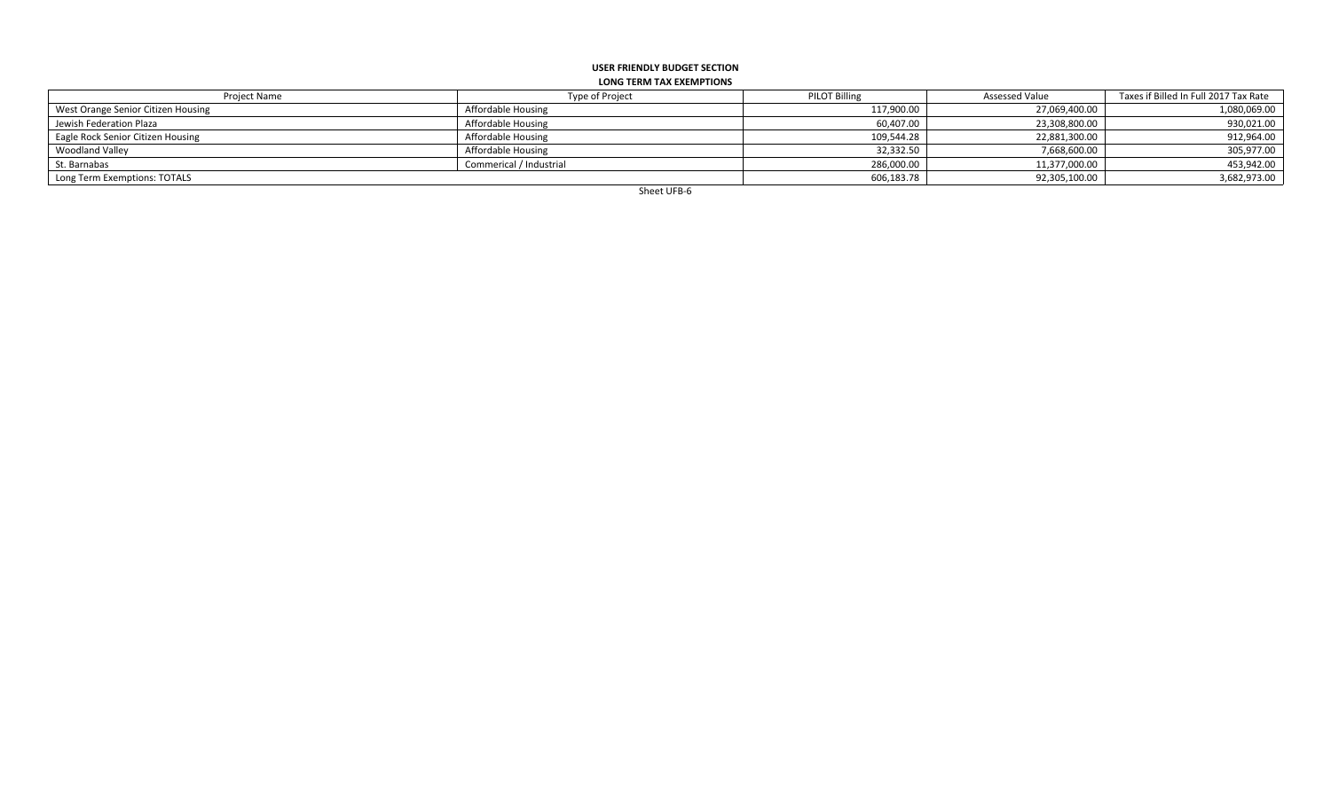**USER FRIENDLY BUDGET SECTION**

**LONG TERM TAX EXEMPTIONS**

| Project Name | Type of Project | PILOT Billing | Assessed Value | Taxes if Billed In Full 2017 Tax Rate |
|---|---|---|---|---|
| West Orange Senior Citizen Housing | Affordable Housing | 117,900.00 | 27,069,400.00 | 1,080,069.00 |
| Jewish Federation Plaza | Affordable Housing | 60,407.00 | 23,308,800.00 | 930,021.00 |
| Eagle Rock Senior Citizen Housing | Affordable Housing | 109,544.28 | 22,881,300.00 | 912,964.00 |
| Woodland Valley | Affordable Housing | 32,332.50 | 7,668,600.00 | 305,977.00 |
| St. Barnabas | Commerical / Industrial | 286,000.00 | 11,377,000.00 | 453,942.00 |
| Long Term Exemptions: TOTALS | | 606,183.78 | 92,305,100.00 | 3,682,973.00 |

Sheet UFB-6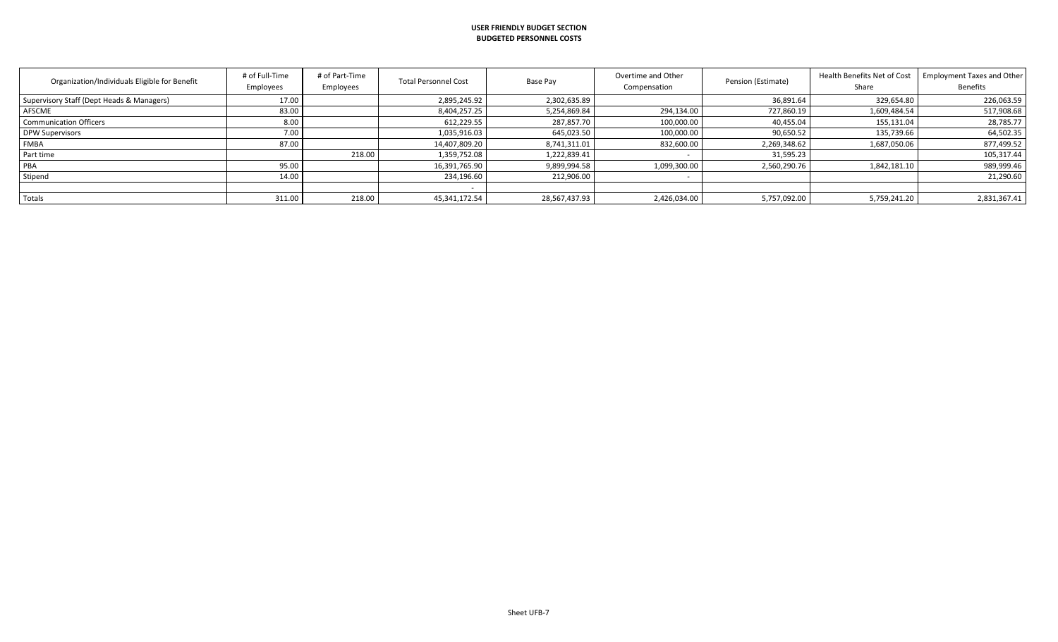**USER FRIENDLY BUDGET SECTION**
**BUDGETED PERSONNEL COSTS**

| Organization/Individuals Eligible for Benefit | # of Full-Time Employees | # of Part-Time Employees | Total Personnel Cost | Base Pay | Overtime and Other Compensation | Pension (Estimate) | Health Benefits Net of Cost Share | Employment Taxes and Other Benefits |
|---|---|---|---|---|---|---|---|---|
| Supervisory Staff (Dept Heads & Managers) | 17.00 | | 2,895,245.92 | 2,302,635.89 | | 36,891.64 | 329,654.80 | 226,063.59 |
| AFSCME | 83.00 | | 8,404,257.25 | 5,254,869.84 | 294,134.00 | 727,860.19 | 1,609,484.54 | 517,908.68 |
| Communication Officers | 8.00 | | 612,229.55 | 287,857.70 | 100,000.00 | 40,455.04 | 155,131.04 | 28,785.77 |
| DPW Supervisors | 7.00 | | 1,035,916.03 | 645,023.50 | 100,000.00 | 90,650.52 | 135,739.66 | 64,502.35 |
| FMBA | 87.00 | | 14,407,809.20 | 8,741,311.01 | 832,600.00 | 2,269,348.62 | 1,687,050.06 | 877,499.52 |
| Part time | | 218.00 | 1,359,752.08 | 1,222,839.41 | - | 31,595.23 | | 105,317.44 |
| PBA | 95.00 | | 16,391,765.90 | 9,899,994.58 | 1,099,300.00 | 2,560,290.76 | 1,842,181.10 | 989,999.46 |
| Stipend | 14.00 | | 234,196.60 | 212,906.00 | - | | | 21,290.60 |
| | | | - | | | | | |
| Totals | 311.00 | 218.00 | 45,341,172.54 | 28,567,437.93 | 2,426,034.00 | 5,757,092.00 | 5,759,241.20 | 2,831,367.41 |

Sheet UFB-7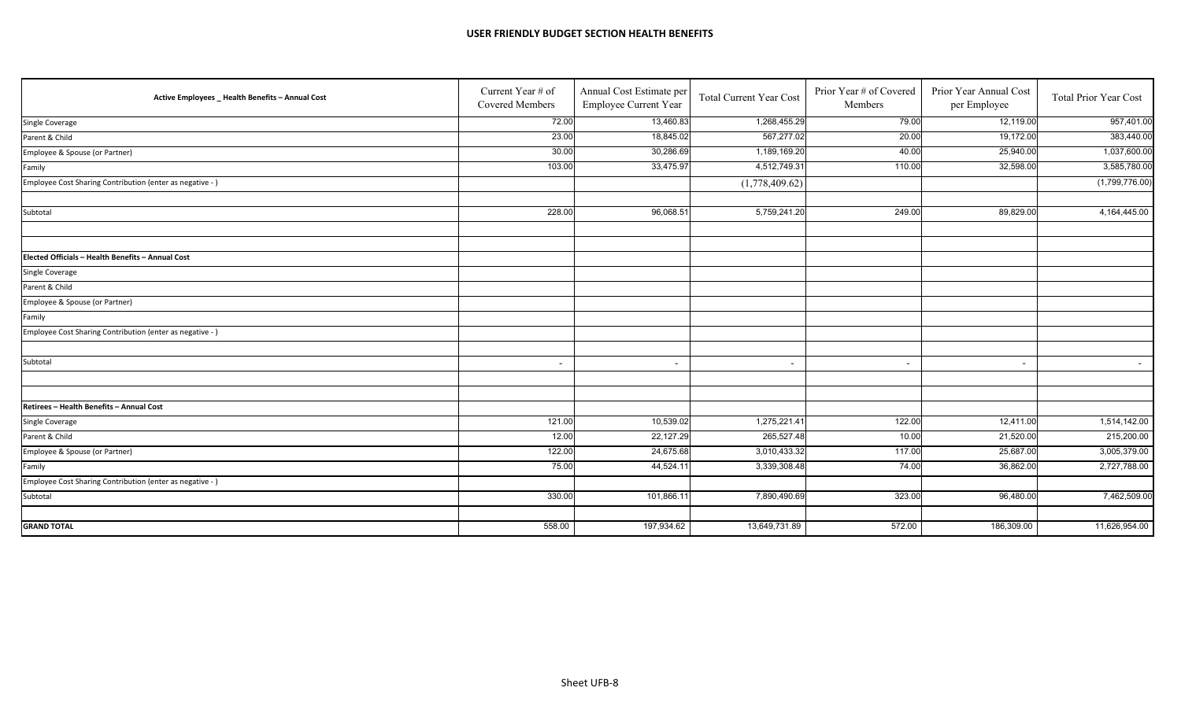## USER FRIENDLY BUDGET SECTION HEALTH BENEFITS

| Active Employees _ Health Benefits – Annual Cost | Current Year # of Covered Members | Annual Cost Estimate per Employee Current Year | Total Current Year Cost | Prior Year # of Covered Members | Prior Year Annual Cost per Employee | Total Prior Year Cost |
|---|---|---|---|---|---|---|
| Single Coverage | 72.00 | 13,460.83 | 1,268,455.29 | 79.00 | 12,119.00 | 957,401.00 |
| Parent & Child | 23.00 | 18,845.02 | 567,277.02 | 20.00 | 19,172.00 | 383,440.00 |
| Employee & Spouse (or Partner) | 30.00 | 30,286.69 | 1,189,169.20 | 40.00 | 25,940.00 | 1,037,600.00 |
| Family | 103.00 | 33,475.97 | 4,512,749.31 | 110.00 | 32,598.00 | 3,585,780.00 |
| Employee Cost Sharing Contribution (enter as negative - ) | | | (1,778,409.62) | | | (1,799,776.00) |
| | | | | | | |
| Subtotal | 228.00 | 96,068.51 | 5,759,241.20 | 249.00 | 89,829.00 | 4,164,445.00 |
| | | | | | | |
| | | | | | | |
| **Elected Officials – Health Benefits – Annual Cost** | | | | | | |
| Single Coverage | | | | | | |
| Parent & Child | | | | | | |
| Employee & Spouse (or Partner) | | | | | | |
| Family | | | | | | |
| Employee Cost Sharing Contribution (enter as negative - ) | | | | | | |
| | | | | | | |
| Subtotal | - | - | - | - | - | - |
| | | | | | | |
| | | | | | | |
| **Retirees – Health Benefits – Annual Cost** | | | | | | |
| Single Coverage | 121.00 | 10,539.02 | 1,275,221.41 | 122.00 | 12,411.00 | 1,514,142.00 |
| Parent & Child | 12.00 | 22,127.29 | 265,527.48 | 10.00 | 21,520.00 | 215,200.00 |
| Employee & Spouse (or Partner) | 122.00 | 24,675.68 | 3,010,433.32 | 117.00 | 25,687.00 | 3,005,379.00 |
| Family | 75.00 | 44,524.11 | 3,339,308.48 | 74.00 | 36,862.00 | 2,727,788.00 |
| Employee Cost Sharing Contribution (enter as negative - ) | | | | | | |
| Subtotal | 330.00 | 101,866.11 | 7,890,490.69 | 323.00 | 96,480.00 | 7,462,509.00 |
| | | | | | | |
| **GRAND TOTAL** | 558.00 | 197,934.62 | 13,649,731.89 | 572.00 | 186,309.00 | 11,626,954.00 |

Sheet UFB-8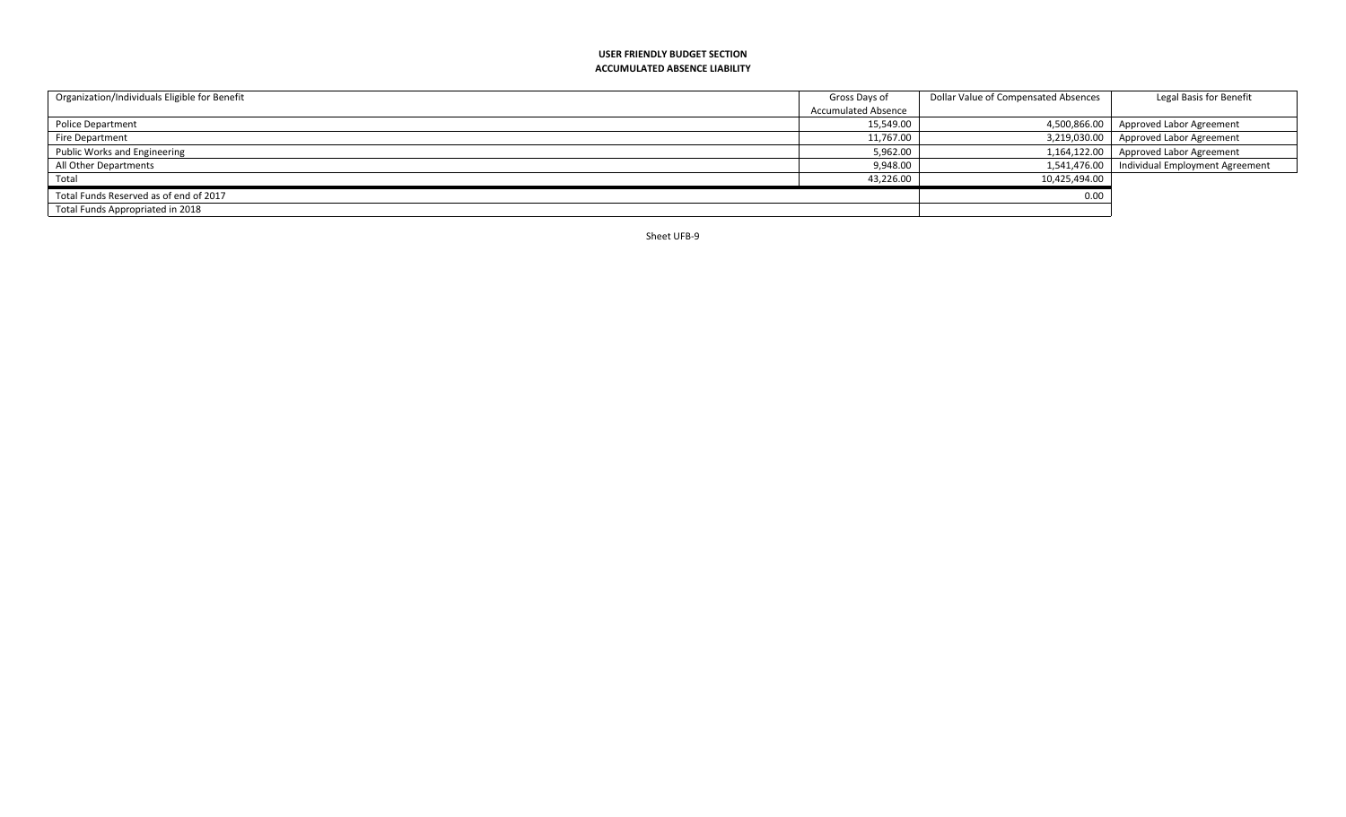**USER FRIENDLY BUDGET SECTION**

**ACCUMULATED ABSENCE LIABILITY**

| Organization/Individuals Eligible for Benefit | Gross Days of Accumulated Absence | Dollar Value of Compensated Absences | Legal Basis for Benefit |
|---|---|---|---|
| Police Department | 15,549.00 | 4,500,866.00 | Approved Labor Agreement |
| Fire Department | 11,767.00 | 3,219,030.00 | Approved Labor Agreement |
| Public Works and Engineering | 5,962.00 | 1,164,122.00 | Approved Labor Agreement |
| All Other Departments | 9,948.00 | 1,541,476.00 | Individual Employment Agreement |
| Total | 43,226.00 | 10,425,494.00 | |
| Total Funds Reserved as of end of 2017 | | 0.00 | |
| Total Funds Appropriated in 2018 | | | |

Sheet UFB-9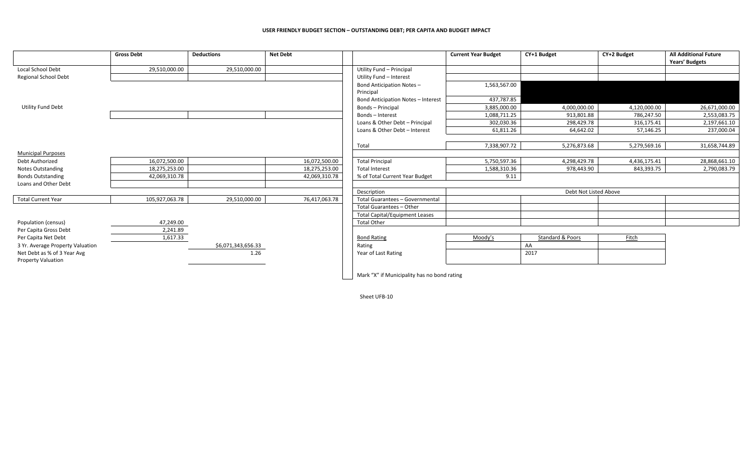**USER FRIENDLY BUDGET SECTION – OUTSTANDING DEBT; PER CAPITA AND BUDGET IMPACT**

| | Gross Debt | Deductions | Net Debt |
|---|---|---|---|
| Local School Debt | 29,510,000.00 | 29,510,000.00 | |
| Regional School Debt | | | |
| Utility Fund Debt | | | |
| **Municipal Purposes** | | | |
| Debt Authorized | 16,072,500.00 | | 16,072,500.00 |
| Notes Outstanding | 18,275,253.00 | | 18,275,253.00 |
| Bonds Outstanding | 42,069,310.78 | | 42,069,310.78 |
| Loans and Other Debt | | | |
| Total Current Year | 105,927,063.78 | 29,510,000.00 | 76,417,063.78 |

| | | |
|---|---|---|
| Population (census) | 47,249.00 | |
| Per Capita Gross Debt | 2,241.89 | |
| Per Capita Net Debt | 1,617.33 | |
| 3 Yr. Average Property Valuation | | $6,071,343,656.33 |
| Net Debt as % of 3 Year Avg Property Valuation | | 1.26 |

| | Current Year Budget | CY+1 Budget | CY+2 Budget | All Additional Future Years' Budgets |
|---|---|---|---|---|
| Utility Fund – Principal | | | | |
| Utility Fund – Interest | | | | |
| Bond Anticipation Notes – Principal | 1,563,567.00 | | | |
| Bond Anticipation Notes – Interest | 437,787.85 | | | |
| Bonds – Principal | 3,885,000.00 | 4,000,000.00 | 4,120,000.00 | 26,671,000.00 |
| Bonds – Interest | 1,088,711.25 | 913,801.88 | 786,247.50 | 2,553,083.75 |
| Loans & Other Debt – Principal | 302,030.36 | 298,429.78 | 316,175.41 | 2,197,661.10 |
| Loans & Other Debt – Interest | 61,811.26 | 64,642.02 | 57,146.25 | 237,000.04 |
| Total | 7,338,907.72 | 5,276,873.68 | 5,279,569.16 | 31,658,744.89 |
| Total Principal | 5,750,597.36 | 4,298,429.78 | 4,436,175.41 | 28,868,661.10 |
| Total Interest | 1,588,310.36 | 978,443.90 | 843,393.75 | 2,790,083.79 |
| % of Total Current Year Budget | 9.11 | | | |

| Description | Debt Not Listed Above | | | |
|---|---|---|---|---|
| Total Guarantees – Governmental | | | | |
| Total Guarantees – Other | | | | |
| Total Capital/Equipment Leases | | | | |
| Total Other | | | | |

| Bond Rating | Moody's | Standard & Poors | Fitch |
|---|---|---|---|
| Rating | | AA | |
| Year of Last Rating | | 2017 | |

Mark "X" if Municipality has no bond rating

Sheet UFB-10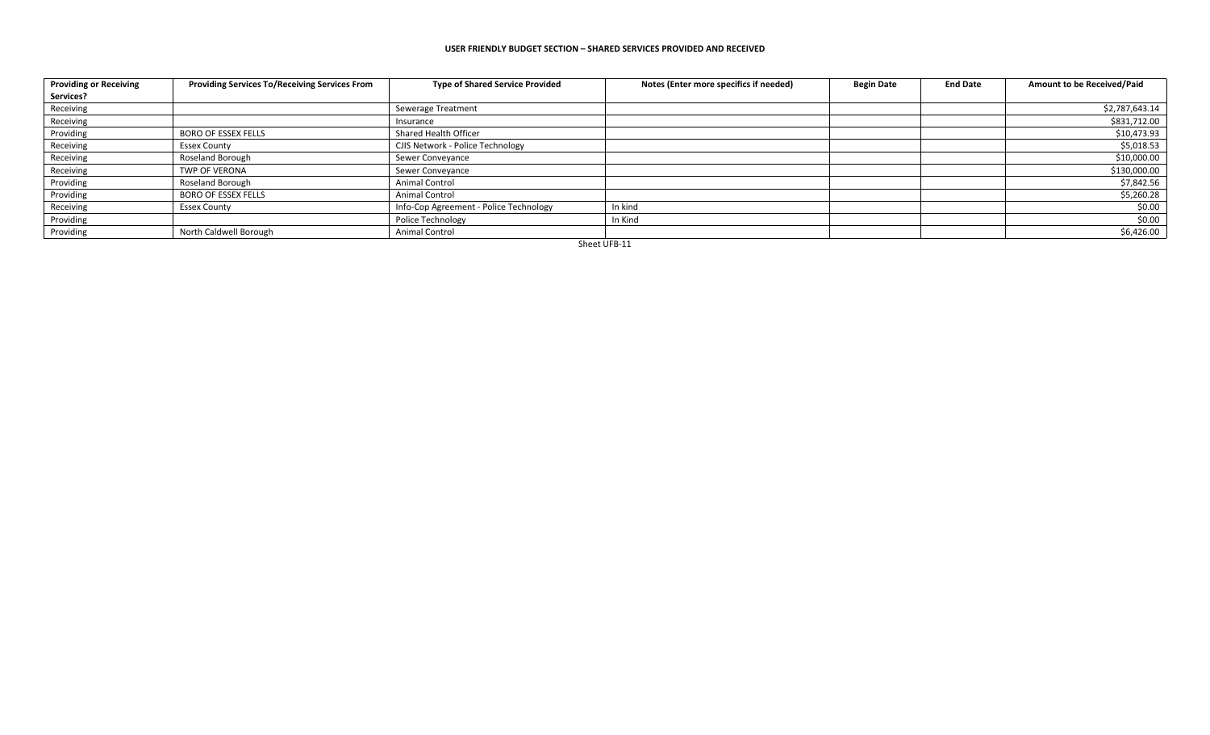**USER FRIENDLY BUDGET SECTION – SHARED SERVICES PROVIDED AND RECEIVED**

| Providing or Receiving Services? | Providing Services To/Receiving Services From | Type of Shared Service Provided | Notes (Enter more specifics if needed) | Begin Date | End Date | Amount to be Received/Paid |
|---|---|---|---|---|---|---|
| Receiving | | Sewerage Treatment | | | | $2,787,643.14 |
| Receiving | | Insurance | | | | $831,712.00 |
| Providing | BORO OF ESSEX FELLS | Shared Health Officer | | | | $10,473.93 |
| Receiving | Essex County | CJIS Network - Police Technology | | | | $5,018.53 |
| Receiving | Roseland Borough | Sewer Conveyance | | | | $10,000.00 |
| Receiving | TWP OF VERONA | Sewer Conveyance | | | | $130,000.00 |
| Providing | Roseland Borough | Animal Control | | | | $7,842.56 |
| Providing | BORO OF ESSEX FELLS | Animal Control | | | | $5,260.28 |
| Receiving | Essex County | Info-Cop Agreement - Police Technology | In kind | | | $0.00 |
| Providing | | Police Technology | In Kind | | | $0.00 |
| Providing | North Caldwell Borough | Animal Control | | | | $6,426.00 |

Sheet UFB-11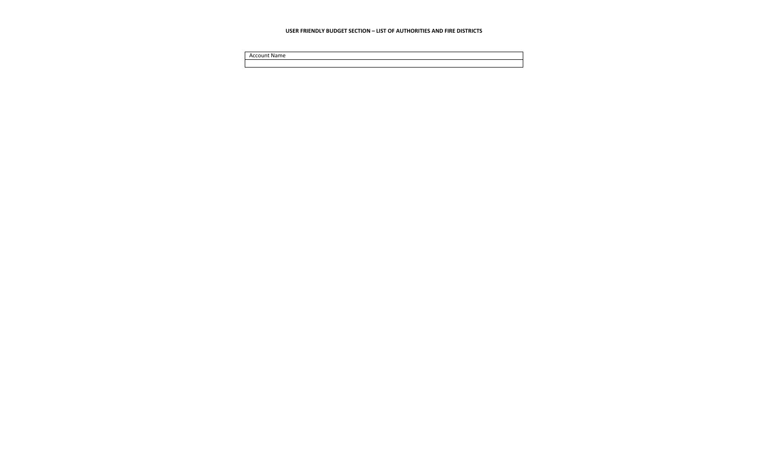**USER FRIENDLY BUDGET SECTION – LIST OF AUTHORITIES AND FIRE DISTRICTS**

| Account Name |
| --- |
| |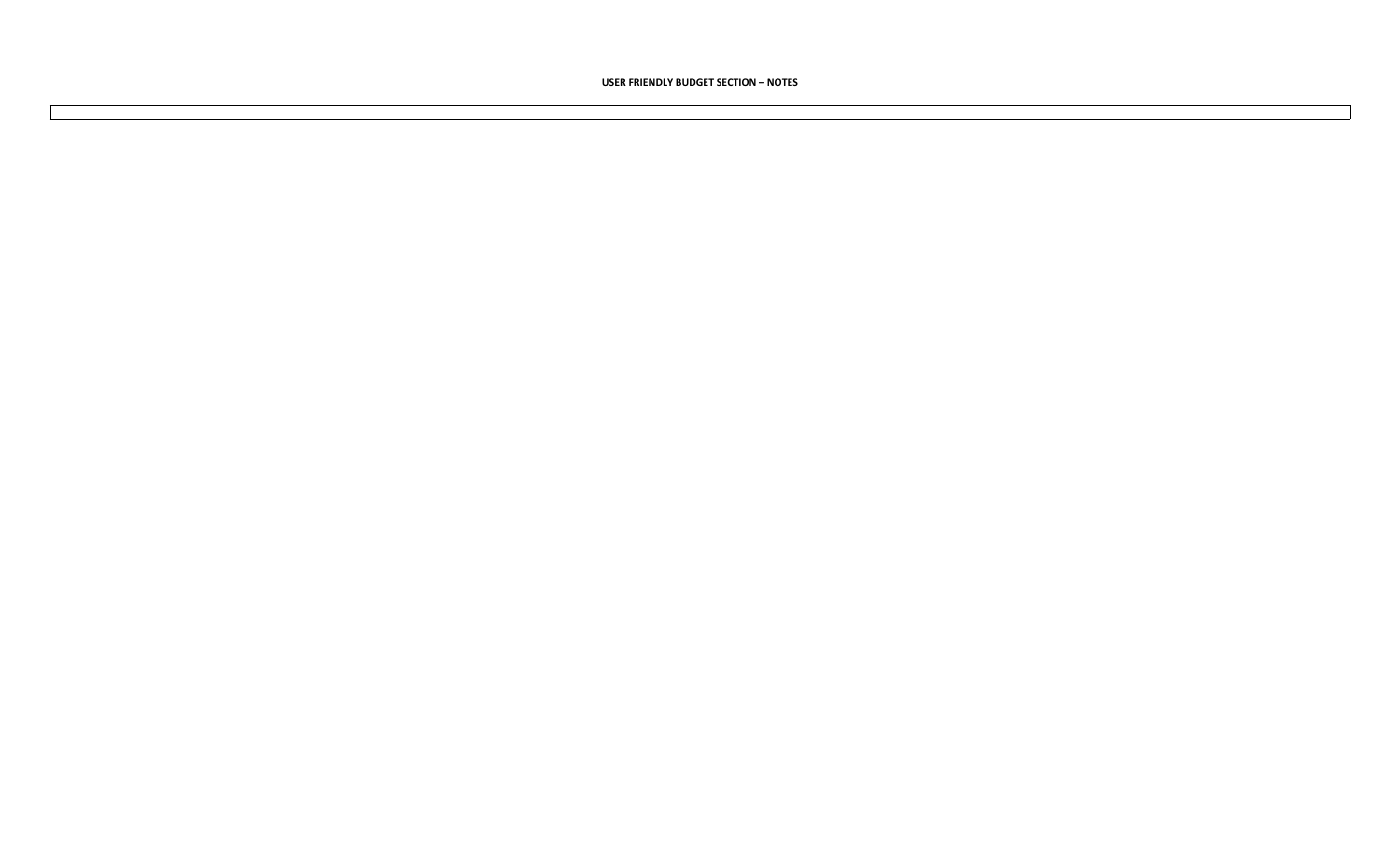**USER FRIENDLY BUDGET SECTION – NOTES**

| |
|---|
| |